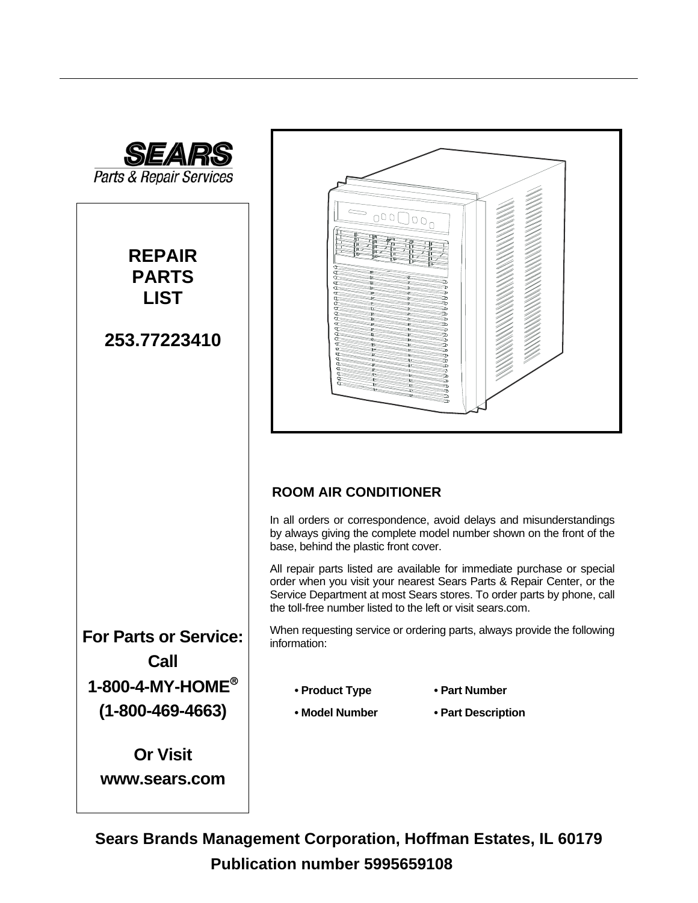**SEARS**
*Parts & Repair Services*

# REPAIR PARTS LIST

## 253.77223410

## ROOM AIR CONDITIONER

In all orders or correspondence, avoid delays and misunderstandings by always giving the complete model number shown on the front of the base, behind the plastic front cover.

All repair parts listed are available for immediate purchase or special order when you visit your nearest Sears Parts & Repair Center, or the Service Department at most Sears stores. To order parts by phone, call the toll-free number listed to the left or visit sears.com.

When requesting service or ordering parts, always provide the following information:

- **Product Type**
- **Model Number**
- **Part Number**
- **Part Description**

**For Parts or Service:**
**Call**
**1-800-4-MY-HOME®**
**(1-800-469-4663)**

**Or Visit**
**www.sears.com**

**Sears Brands Management Corporation, Hoffman Estates, IL 60179**
**Publication number 5995659108**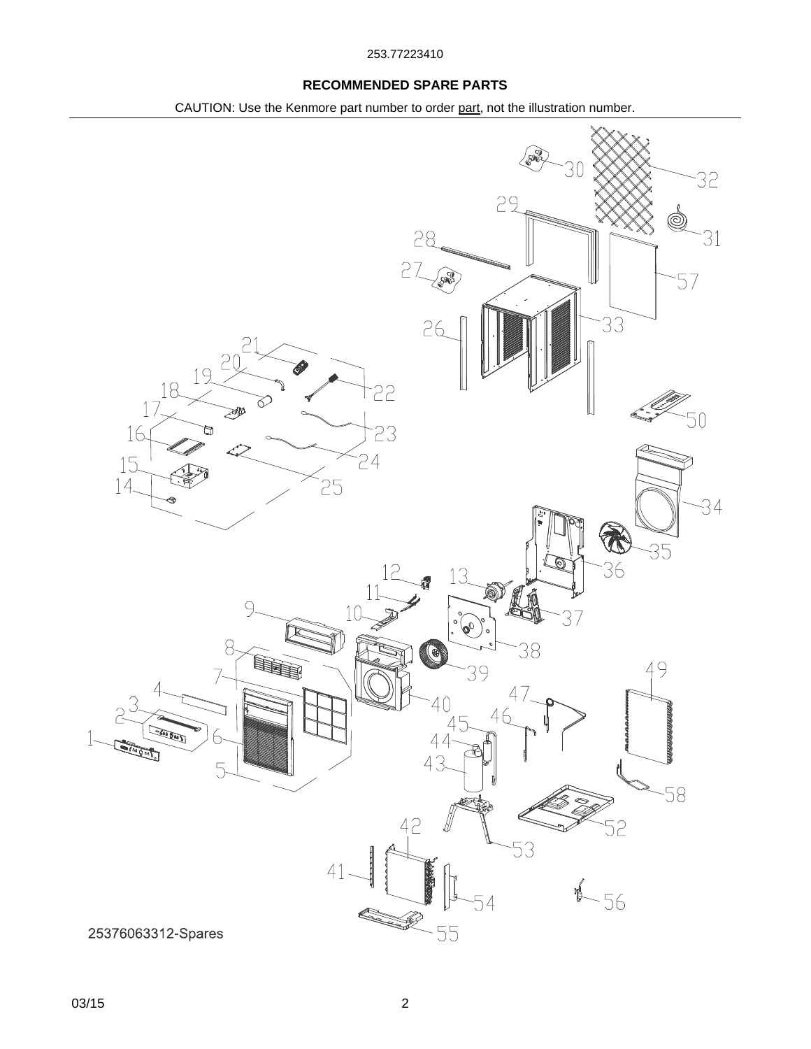253.77223410

## RECOMMENDED SPARE PARTS

CAUTION: Use the Kenmore part number to order part, not the illustration number.

25376063312-Spares

03/15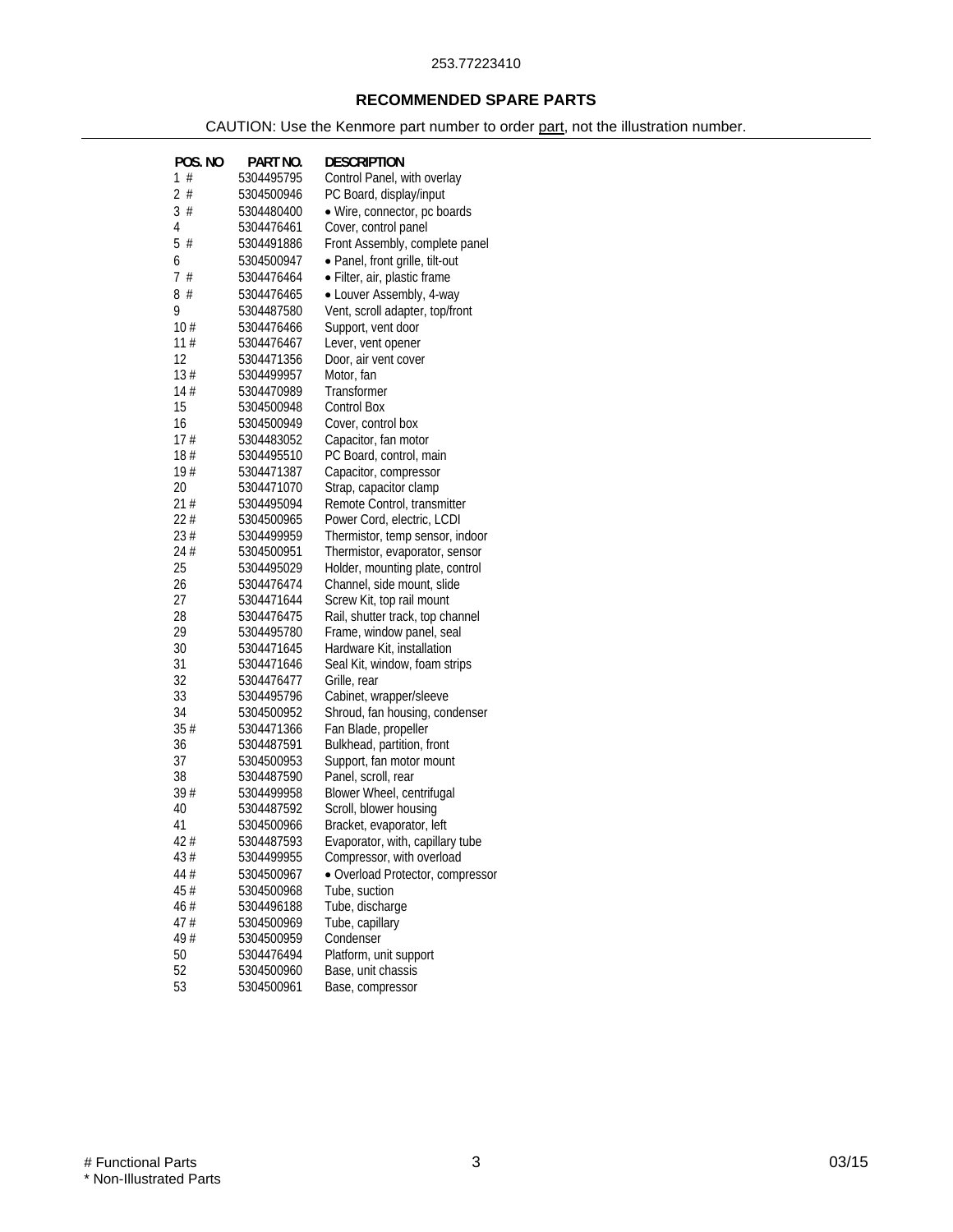253.77223410

## RECOMMENDED SPARE PARTS

CAUTION: Use the Kenmore part number to order part, not the illustration number.

| POS. NO | PART NO. | DESCRIPTION |
|---|---|---|
| 1 # | 5304495795 | Control Panel, with overlay |
| 2 # | 5304500946 | PC Board, display/input |
| 3 # | 5304480400 | • Wire, connector, pc boards |
| 4 | 5304476461 | Cover, control panel |
| 5 # | 5304491886 | Front Assembly, complete panel |
| 6 | 5304500947 | • Panel, front grille, tilt-out |
| 7 # | 5304476464 | • Filter, air, plastic frame |
| 8 # | 5304476465 | • Louver Assembly, 4-way |
| 9 | 5304487580 | Vent, scroll adapter, top/front |
| 10 # | 5304476466 | Support, vent door |
| 11 # | 5304476467 | Lever, vent opener |
| 12 | 5304471356 | Door, air vent cover |
| 13 # | 5304499957 | Motor, fan |
| 14 # | 5304470989 | Transformer |
| 15 | 5304500948 | Control Box |
| 16 | 5304500949 | Cover, control box |
| 17 # | 5304483052 | Capacitor, fan motor |
| 18 # | 5304495510 | PC Board, control, main |
| 19 # | 5304471387 | Capacitor, compressor |
| 20 | 5304471070 | Strap, capacitor clamp |
| 21 # | 5304495094 | Remote Control, transmitter |
| 22 # | 5304500965 | Power Cord, electric, LCDI |
| 23 # | 5304499959 | Thermistor, temp sensor, indoor |
| 24 # | 5304500951 | Thermistor, evaporator, sensor |
| 25 | 5304495029 | Holder, mounting plate, control |
| 26 | 5304476474 | Channel, side mount, slide |
| 27 | 5304471644 | Screw Kit, top rail mount |
| 28 | 5304476475 | Rail, shutter track, top channel |
| 29 | 5304495780 | Frame, window panel, seal |
| 30 | 5304471645 | Hardware Kit, installation |
| 31 | 5304471646 | Seal Kit, window, foam strips |
| 32 | 5304476477 | Grille, rear |
| 33 | 5304495796 | Cabinet, wrapper/sleeve |
| 34 | 5304500952 | Shroud, fan housing, condenser |
| 35 # | 5304471366 | Fan Blade, propeller |
| 36 | 5304487591 | Bulkhead, partition, front |
| 37 | 5304500953 | Support, fan motor mount |
| 38 | 5304487590 | Panel, scroll, rear |
| 39 # | 5304499958 | Blower Wheel, centrifugal |
| 40 | 5304487592 | Scroll, blower housing |
| 41 | 5304500966 | Bracket, evaporator, left |
| 42 # | 5304487593 | Evaporator, with, capillary tube |
| 43 # | 5304499955 | Compressor, with overload |
| 44 # | 5304500967 | • Overload Protector, compressor |
| 45 # | 5304500968 | Tube, suction |
| 46 # | 5304496188 | Tube, discharge |
| 47 # | 5304500969 | Tube, capillary |
| 49 # | 5304500959 | Condenser |
| 50 | 5304476494 | Platform, unit support |
| 52 | 5304500960 | Base, unit chassis |
| 53 | 5304500961 | Base, compressor |

# Functional Parts
* Non-Illustrated Parts

03/15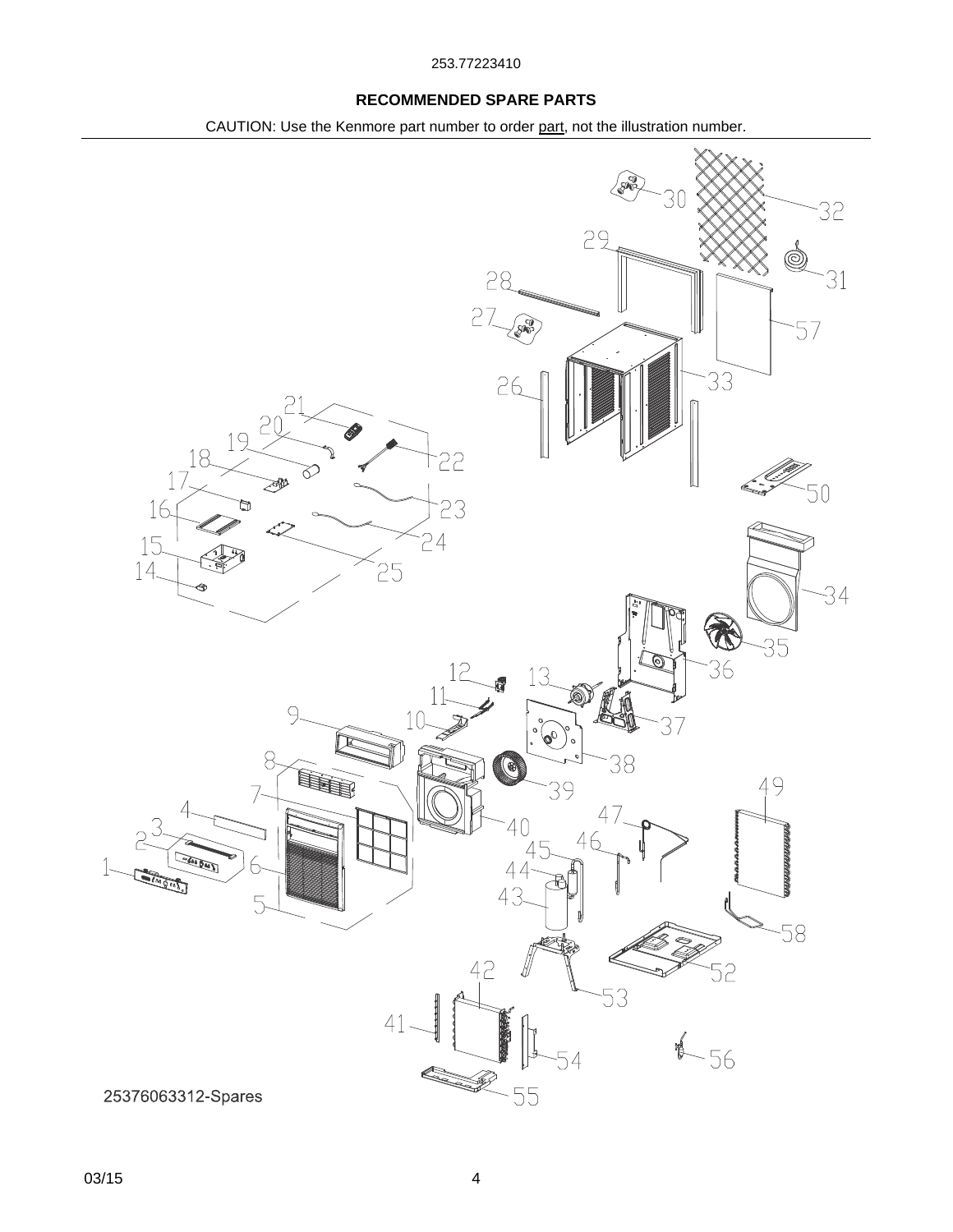**RECOMMENDED SPARE PARTS**

CAUTION: Use the Kenmore part number to order part, not the illustration number.

25376063312-Spares

03/15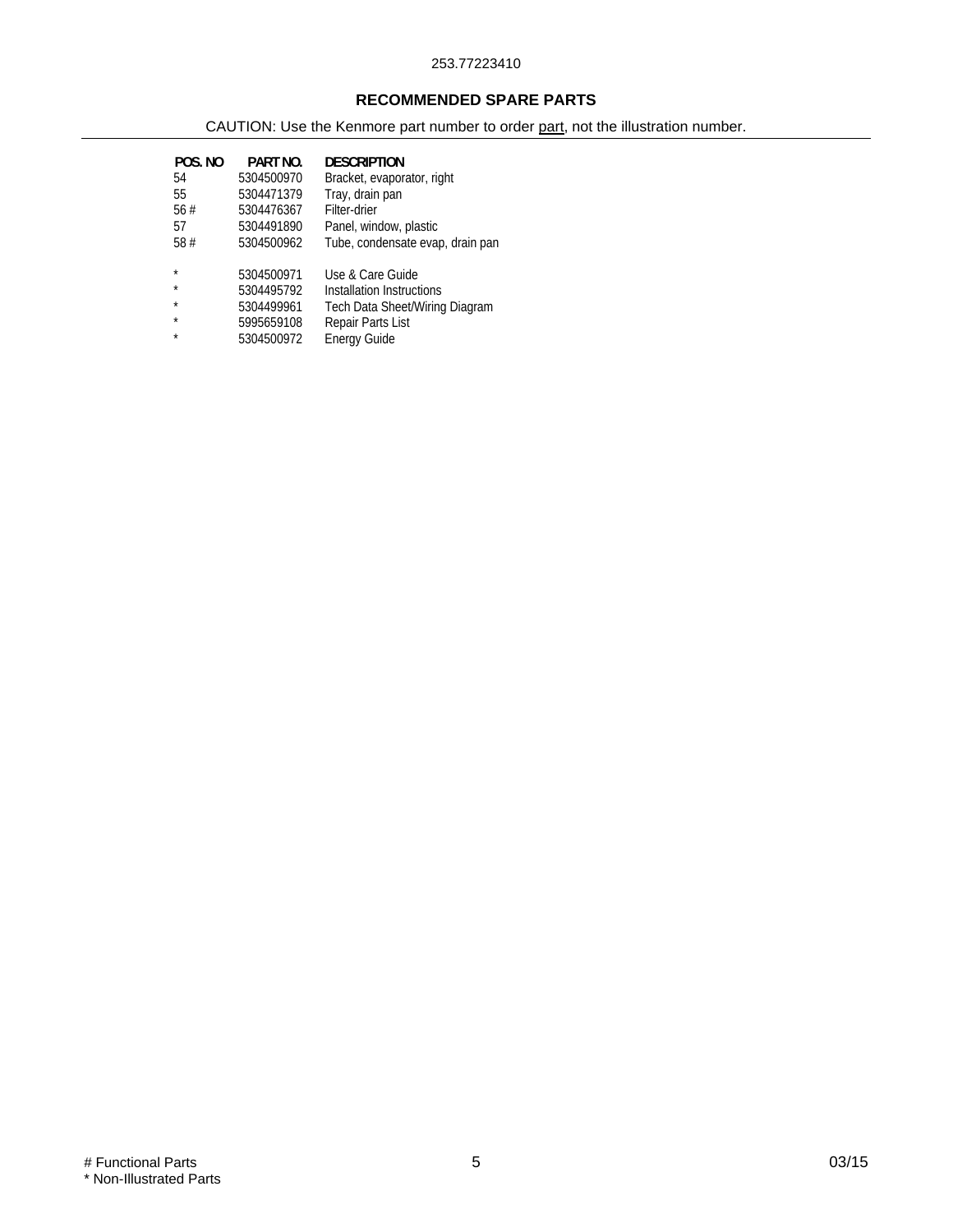253.77223410

## RECOMMENDED SPARE PARTS

CAUTION: Use the Kenmore part number to order part, not the illustration number.

| POS. NO | PART NO. | DESCRIPTION |
|---|---|---|
| 54 | 5304500970 | Bracket, evaporator, right |
| 55 | 5304471379 | Tray, drain pan |
| 56 # | 5304476367 | Filter-drier |
| 57 | 5304491890 | Panel, window, plastic |
| 58 # | 5304500962 | Tube, condensate evap, drain pan |
| * | 5304500971 | Use & Care Guide |
| * | 5304495792 | Installation Instructions |
| * | 5304499961 | Tech Data Sheet/Wiring Diagram |
| * | 5995659108 | Repair Parts List |
| * | 5304500972 | Energy Guide |

# Functional Parts
* Non-Illustrated Parts

03/15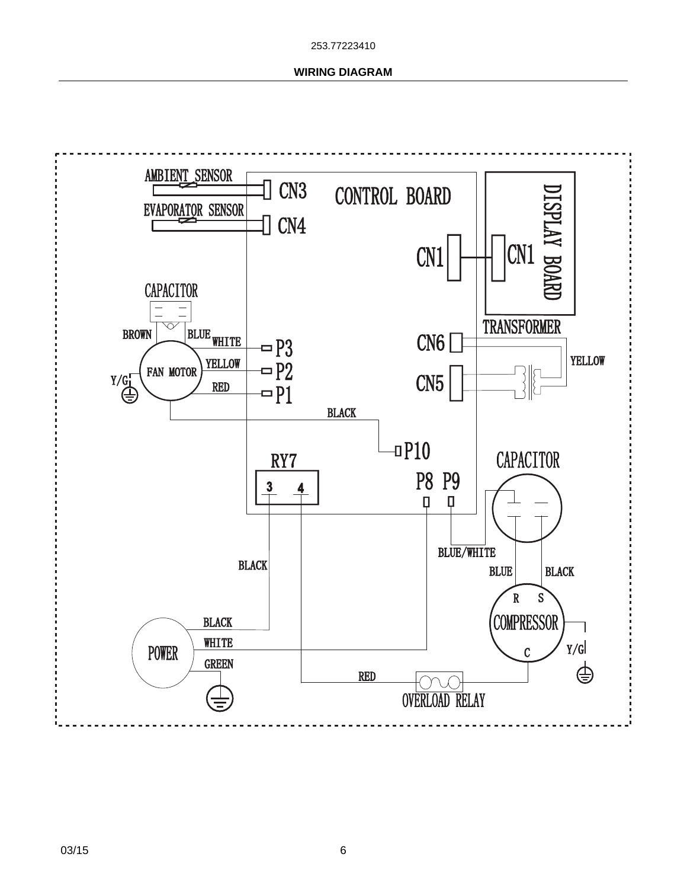## WIRING DIAGRAM

AMBIENT SENSOR

CN3

CONTROL BOARD

EVAPORATOR SENSOR

CN4

CN1

CN1

DISPLAY BOARD

CAPACITOR

TRANSFORMER

BROWN

BLUE

WHITE

P3

CN6

YELLOW

YELLOW

P2

FAN MOTOR

Y/G

RED

P1

CN5

BLACK

P10

RY7

3 4

P8 P9

CAPACITOR

BLUE/WHITE

BLACK

BLUE

BLACK

R S

COMPRESSOR

BLACK

WHITE

POWER

Y/G

C

GREEN

RED

OVERLOAD RELAY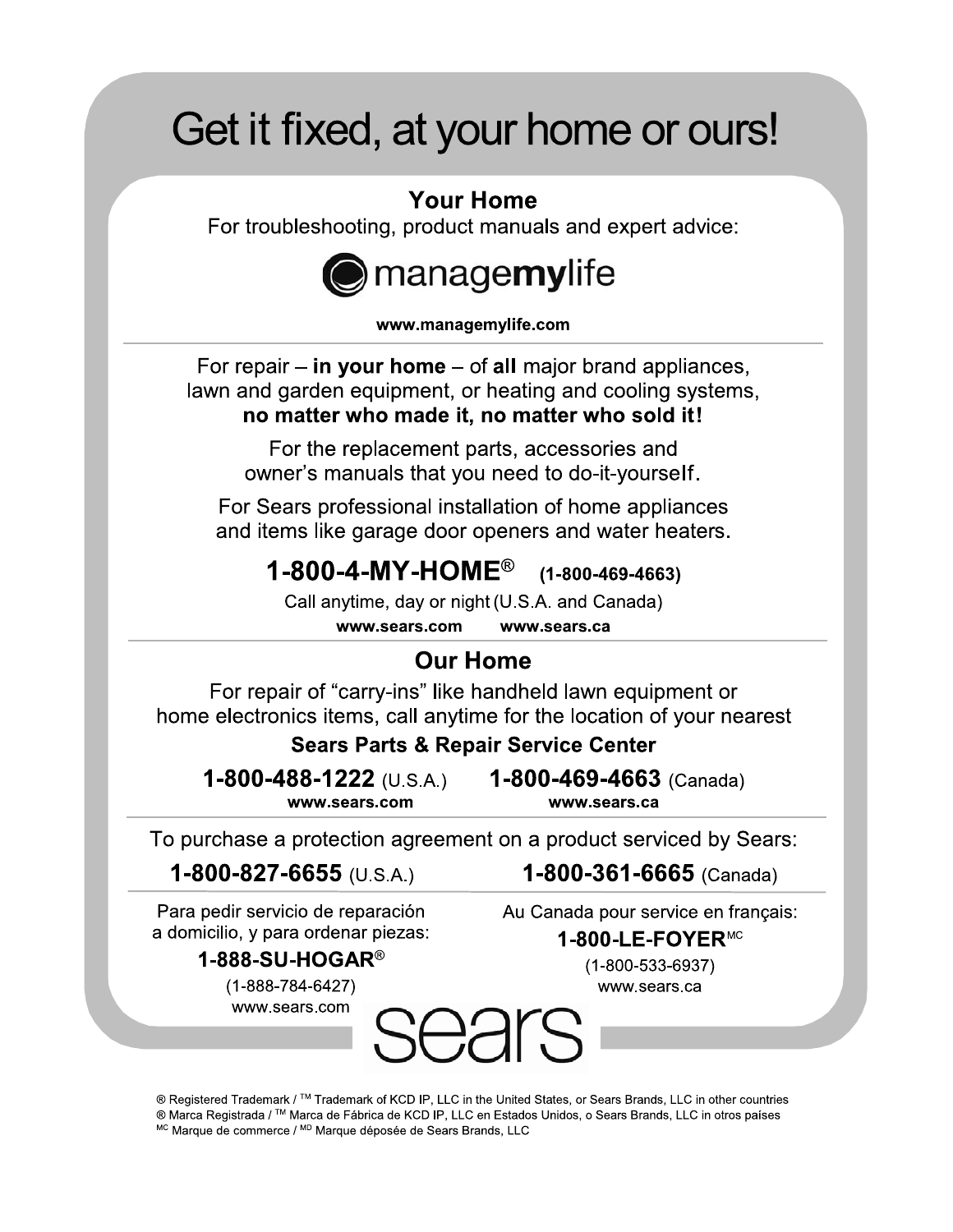# Get it fixed, at your home or ours!

## Your Home

For troubleshooting, product manuals and expert advice:

managemylife

**www.managemylife.com**

For repair – **in your home** – of **all** major brand appliances, lawn and garden equipment, or heating and cooling systems, **no matter who made it, no matter who sold it!**

For the replacement parts, accessories and owner's manuals that you need to do-it-yourself.

For Sears professional installation of home appliances and items like garage door openers and water heaters.

**1-800-4-MY-HOME®** **(1-800-469-4663)**

Call anytime, day or night (U.S.A. and Canada)

**www.sears.com** **www.sears.ca**

## Our Home

For repair of "carry-ins" like handheld lawn equipment or home electronics items, call anytime for the location of your nearest

**Sears Parts & Repair Service Center**

**1-800-488-1222** (U.S.A.) **www.sears.com**

**1-800-469-4663** (Canada) **www.sears.ca**

To purchase a protection agreement on a product serviced by Sears:

**1-800-827-6655** (U.S.A.)

**1-800-361-6665** (Canada)

Para pedir servicio de reparación a domicilio, y para ordenar piezas:

**1-888-SU-HOGAR®**

(1-888-784-6427)

www.sears.com

Au Canada pour service en français:

**1-800-LE-FOYER**MC

(1-800-533-6937)

www.sears.ca

sears

® Registered Trademark / ™ Trademark of KCD IP, LLC in the United States, or Sears Brands, LLC in other countries

® Marca Registrada / ™ Marca de Fábrica de KCD IP, LLC en Estados Unidos, o Sears Brands, LLC en otros países

MC Marque de commerce / MD Marque déposée de Sears Brands, LLC